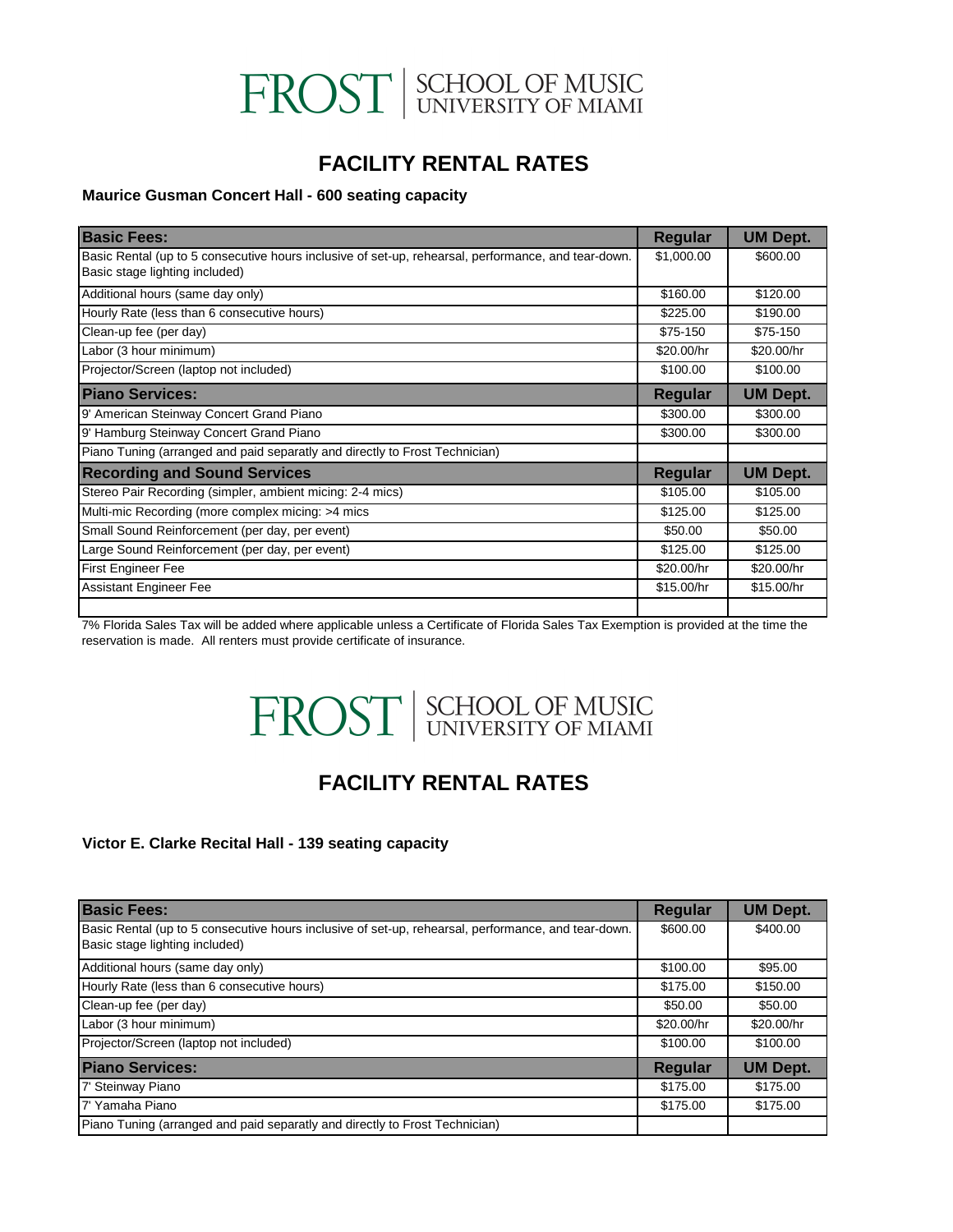FROST | SCHOOL OF MUSIC UNIVERSITY OF MIAMI

# FACILITY RENTAL RATES

### Maurice Gusman Concert Hall - 600 seating capacity

| Basic Fees: | Regular | UM Dept. |
|---|---|---|
| Basic Rental (up to 5 consecutive hours inclusive of set-up, rehearsal, performance, and tear-down. Basic stage lighting included) | $1,000.00 | $600.00 |
| Additional hours (same day only) | $160.00 | $120.00 |
| Hourly Rate (less than 6 consecutive hours) | $225.00 | $190.00 |
| Clean-up fee (per day) | $75-150 | $75-150 |
| Labor (3 hour minimum) | $20.00/hr | $20.00/hr |
| Projector/Screen (laptop not included) | $100.00 | $100.00 |
| **Piano Services:** | **Regular** | **UM Dept.** |
| 9' American Steinway Concert Grand Piano | $300.00 | $300.00 |
| 9' Hamburg Steinway Concert Grand Piano | $300.00 | $300.00 |
| Piano Tuning (arranged and paid separatly and directly to Frost Technician) | | |
| **Recording and Sound Services** | **Regular** | **UM Dept.** |
| Stereo Pair Recording (simpler, ambient micing: 2-4 mics) | $105.00 | $105.00 |
| Multi-mic Recording (more complex micing: >4 mics | $125.00 | $125.00 |
| Small Sound Reinforcement (per day, per event) | $50.00 | $50.00 |
| Large Sound Reinforcement (per day, per event) | $125.00 | $125.00 |
| First Engineer Fee | $20.00/hr | $20.00/hr |
| Assistant Engineer Fee | $15.00/hr | $15.00/hr |
| | | |

7% Florida Sales Tax will be added where applicable unless a Certificate of Florida Sales Tax Exemption is provided at the time the reservation is made. All renters must provide certificate of insurance.

FROST | SCHOOL OF MUSIC UNIVERSITY OF MIAMI

# FACILITY RENTAL RATES

### Victor E. Clarke Recital Hall - 139 seating capacity

| Basic Fees: | Regular | UM Dept. |
|---|---|---|
| Basic Rental (up to 5 consecutive hours inclusive of set-up, rehearsal, performance, and tear-down. Basic stage lighting included) | $600.00 | $400.00 |
| Additional hours (same day only) | $100.00 | $95.00 |
| Hourly Rate (less than 6 consecutive hours) | $175.00 | $150.00 |
| Clean-up fee (per day) | $50.00 | $50.00 |
| Labor (3 hour minimum) | $20.00/hr | $20.00/hr |
| Projector/Screen (laptop not included) | $100.00 | $100.00 |
| **Piano Services:** | **Regular** | **UM Dept.** |
| 7' Steinway Piano | $175.00 | $175.00 |
| 7' Yamaha Piano | $175.00 | $175.00 |
| Piano Tuning (arranged and paid separatly and directly to Frost Technician) | | |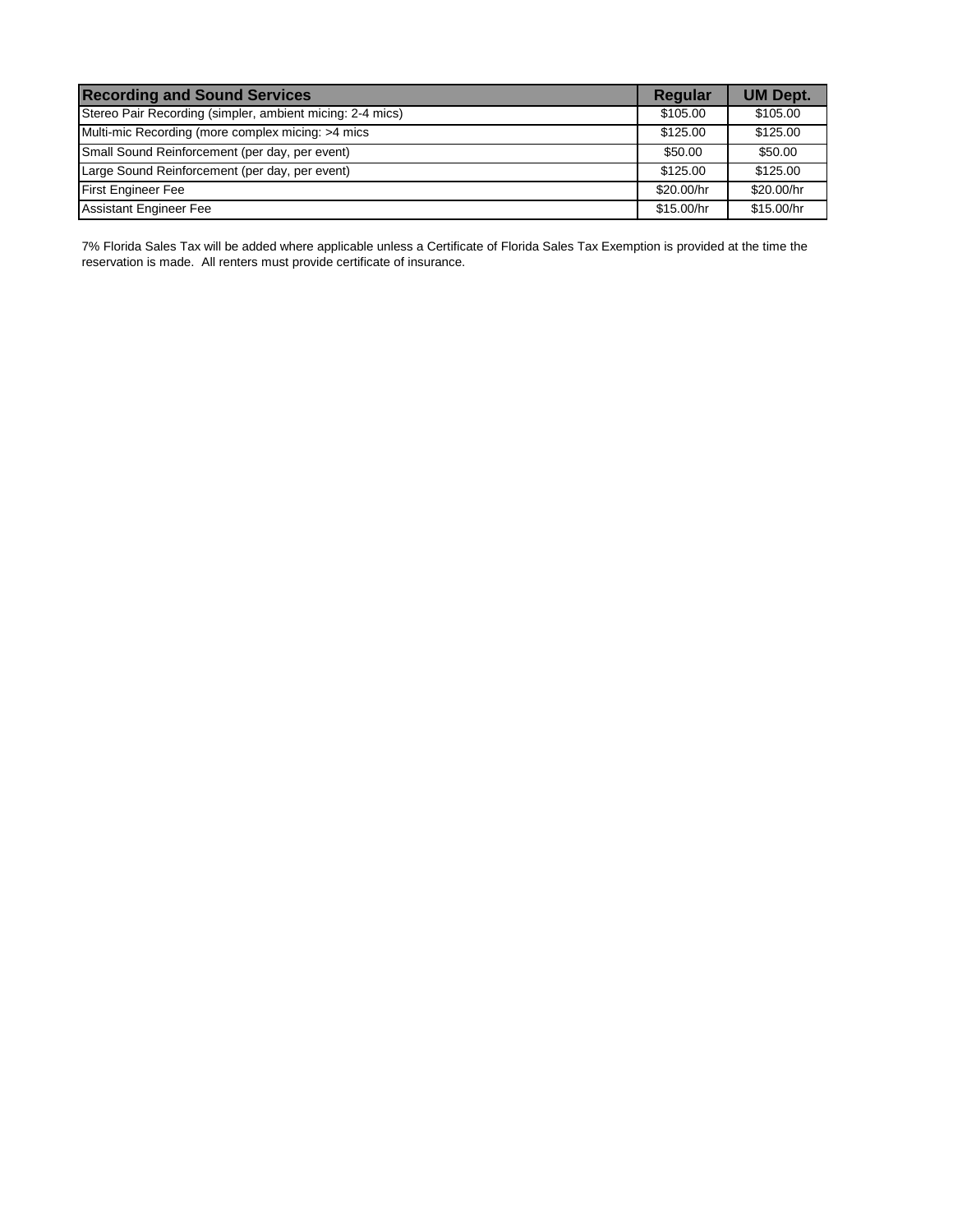| Recording and Sound Services | Regular | UM Dept. |
|---|---|---|
| Stereo Pair Recording (simpler, ambient micing: 2-4 mics) | $105.00 | $105.00 |
| Multi-mic Recording (more complex micing: >4 mics | $125.00 | $125.00 |
| Small Sound Reinforcement (per day, per event) | $50.00 | $50.00 |
| Large Sound Reinforcement (per day, per event) | $125.00 | $125.00 |
| First Engineer Fee | $20.00/hr | $20.00/hr |
| Assistant Engineer Fee | $15.00/hr | $15.00/hr |

7% Florida Sales Tax will be added where applicable unless a Certificate of Florida Sales Tax Exemption is provided at the time the reservation is made. All renters must provide certificate of insurance.